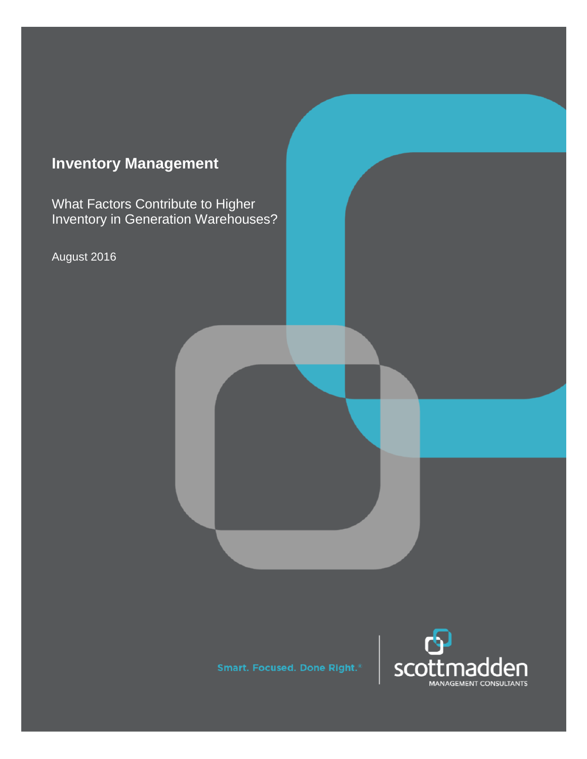# Inventory Management

What Factors Contribute to Higher Inventory in Generation Warehouses?

August 2016

Smart. Focused. Done Right.®

scottmadden

MANAGEMENT CONSULTANTS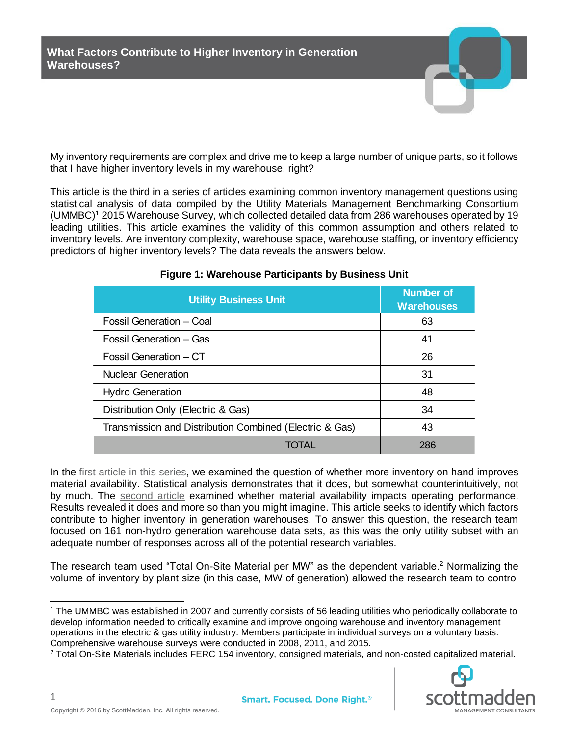# What Factors Contribute to Higher Inventory in Generation Warehouses?

My inventory requirements are complex and drive me to keep a large number of unique parts, so it follows that I have higher inventory levels in my warehouse, right?

This article is the third in a series of articles examining common inventory management questions using statistical analysis of data compiled by the Utility Materials Management Benchmarking Consortium (UMMBC)[1] 2015 Warehouse Survey, which collected detailed data from 286 warehouses operated by 19 leading utilities. This article examines the validity of this common assumption and others related to inventory levels. Are inventory complexity, warehouse space, warehouse staffing, or inventory efficiency predictors of higher inventory levels? The data reveals the answers below.

**Figure 1: Warehouse Participants by Business Unit**

| Utility Business Unit | Number of Warehouses |
|---|---|
| Fossil Generation – Coal | 63 |
| Fossil Generation – Gas | 41 |
| Fossil Generation – CT | 26 |
| Nuclear Generation | 31 |
| Hydro Generation | 48 |
| Distribution Only (Electric & Gas) | 34 |
| Transmission and Distribution Combined (Electric & Gas) | 43 |
| TOTAL | 286 |

In the first article in this series, we examined the question of whether more inventory on hand improves material availability. Statistical analysis demonstrates that it does, but somewhat counterintuitively, not by much. The second article examined whether material availability impacts operating performance. Results revealed it does and more so than you might imagine. This article seeks to identify which factors contribute to higher inventory in generation warehouses. To answer this question, the research team focused on 161 non-hydro generation warehouse data sets, as this was the only utility subset with an adequate number of responses across all of the potential research variables.

The research team used "Total On-Site Material per MW" as the dependent variable.[2] Normalizing the volume of inventory by plant size (in this case, MW of generation) allowed the research team to control

---

[1] The UMMBC was established in 2007 and currently consists of 56 leading utilities who periodically collaborate to develop information needed to critically examine and improve ongoing warehouse and inventory management operations in the electric & gas utility industry. Members participate in individual surveys on a voluntary basis. Comprehensive warehouse surveys were conducted in 2008, 2011, and 2015.

[2] Total On-Site Materials includes FERC 154 inventory, consigned materials, and non-costed capitalized material.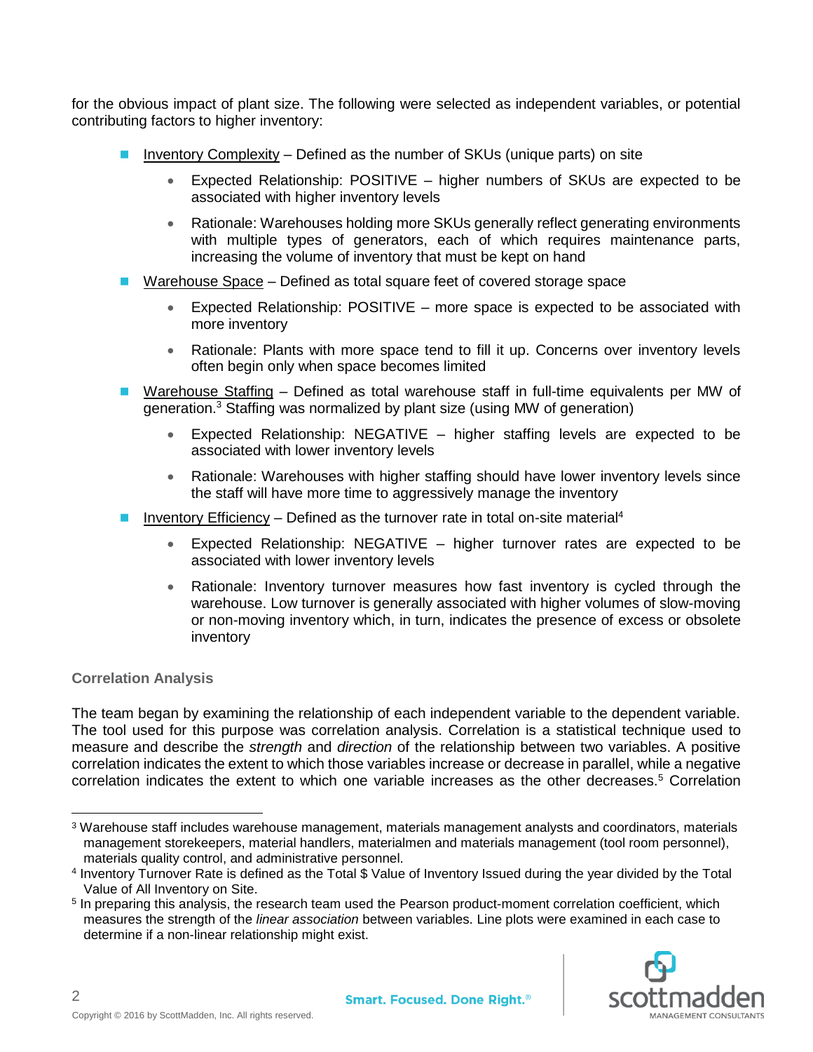for the obvious impact of plant size. The following were selected as independent variables, or potential contributing factors to higher inventory:

- Inventory Complexity – Defined as the number of SKUs (unique parts) on site
  - Expected Relationship: POSITIVE – higher numbers of SKUs are expected to be associated with higher inventory levels
  - Rationale: Warehouses holding more SKUs generally reflect generating environments with multiple types of generators, each of which requires maintenance parts, increasing the volume of inventory that must be kept on hand
- Warehouse Space – Defined as total square feet of covered storage space
  - Expected Relationship: POSITIVE – more space is expected to be associated with more inventory
  - Rationale: Plants with more space tend to fill it up. Concerns over inventory levels often begin only when space becomes limited
- Warehouse Staffing – Defined as total warehouse staff in full-time equivalents per MW of generation.[3] Staffing was normalized by plant size (using MW of generation)
  - Expected Relationship: NEGATIVE – higher staffing levels are expected to be associated with lower inventory levels
  - Rationale: Warehouses with higher staffing should have lower inventory levels since the staff will have more time to aggressively manage the inventory
- Inventory Efficiency – Defined as the turnover rate in total on-site material[4]
  - Expected Relationship: NEGATIVE – higher turnover rates are expected to be associated with lower inventory levels
  - Rationale: Inventory turnover measures how fast inventory is cycled through the warehouse. Low turnover is generally associated with higher volumes of slow-moving or non-moving inventory which, in turn, indicates the presence of excess or obsolete inventory

### Correlation Analysis

The team began by examining the relationship of each independent variable to the dependent variable. The tool used for this purpose was correlation analysis. Correlation is a statistical technique used to measure and describe the *strength* and *direction* of the relationship between two variables. A positive correlation indicates the extent to which those variables increase or decrease in parallel, while a negative correlation indicates the extent to which one variable increases as the other decreases.[5] Correlation

---

[3] Warehouse staff includes warehouse management, materials management analysts and coordinators, materials management storekeepers, material handlers, materialmen and materials management (tool room personnel), materials quality control, and administrative personnel.

[4] Inventory Turnover Rate is defined as the Total $ Value of Inventory Issued during the year divided by the Total Value of All Inventory on Site.

[5] In preparing this analysis, the research team used the Pearson product-moment correlation coefficient, which measures the strength of the *linear association* between variables. Line plots were examined in each case to determine if a non-linear relationship might exist.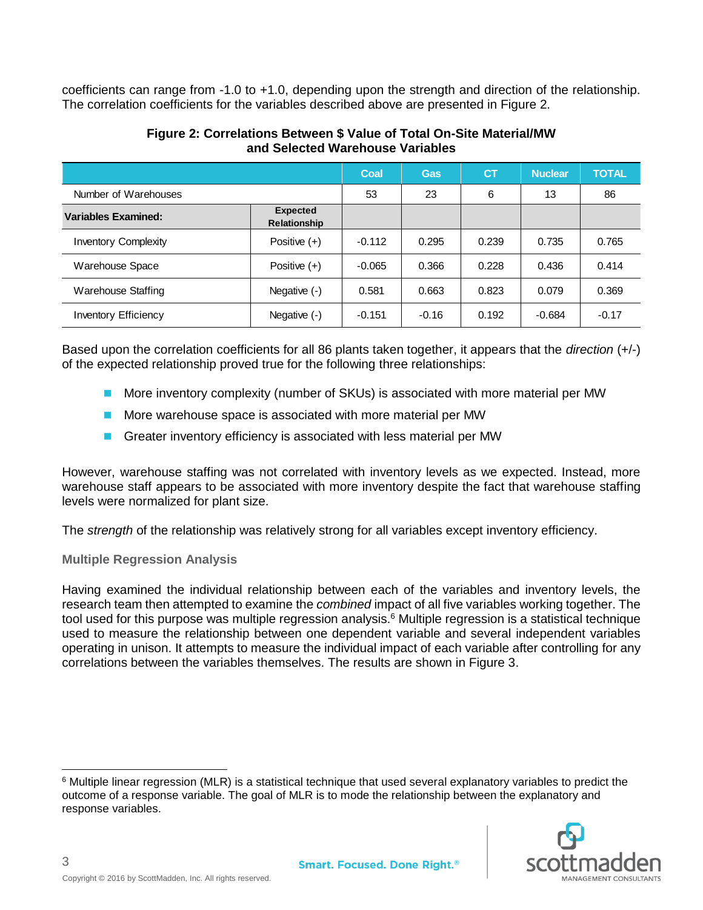coefficients can range from -1.0 to +1.0, depending upon the strength and direction of the relationship. The correlation coefficients for the variables described above are presented in Figure 2.

**Figure 2: Correlations Between $ Value of Total On-Site Material/MW and Selected Warehouse Variables**

| | | Coal | Gas | CT | Nuclear | TOTAL |
|---|---|---|---|---|---|---|
| Number of Warehouses | | 53 | 23 | 6 | 13 | 86 |
| **Variables Examined:** | **Expected Relationship** | | | | | |
| Inventory Complexity | Positive (+) | -0.112 | 0.295 | 0.239 | 0.735 | 0.765 |
| Warehouse Space | Positive (+) | -0.065 | 0.366 | 0.228 | 0.436 | 0.414 |
| Warehouse Staffing | Negative (-) | 0.581 | 0.663 | 0.823 | 0.079 | 0.369 |
| Inventory Efficiency | Negative (-) | -0.151 | -0.16 | 0.192 | -0.684 | -0.17 |

Based upon the correlation coefficients for all 86 plants taken together, it appears that the *direction* (+/-) of the expected relationship proved true for the following three relationships:

- More inventory complexity (number of SKUs) is associated with more material per MW
- More warehouse space is associated with more material per MW
- Greater inventory efficiency is associated with less material per MW

However, warehouse staffing was not correlated with inventory levels as we expected. Instead, more warehouse staff appears to be associated with more inventory despite the fact that warehouse staffing levels were normalized for plant size.

The *strength* of the relationship was relatively strong for all variables except inventory efficiency.

### Multiple Regression Analysis

Having examined the individual relationship between each of the variables and inventory levels, the research team then attempted to examine the *combined* impact of all five variables working together. The tool used for this purpose was multiple regression analysis.[6] Multiple regression is a statistical technique used to measure the relationship between one dependent variable and several independent variables operating in unison. It attempts to measure the individual impact of each variable after controlling for any correlations between the variables themselves. The results are shown in Figure 3.

[6] Multiple linear regression (MLR) is a statistical technique that used several explanatory variables to predict the outcome of a response variable. The goal of MLR is to mode the relationship between the explanatory and response variables.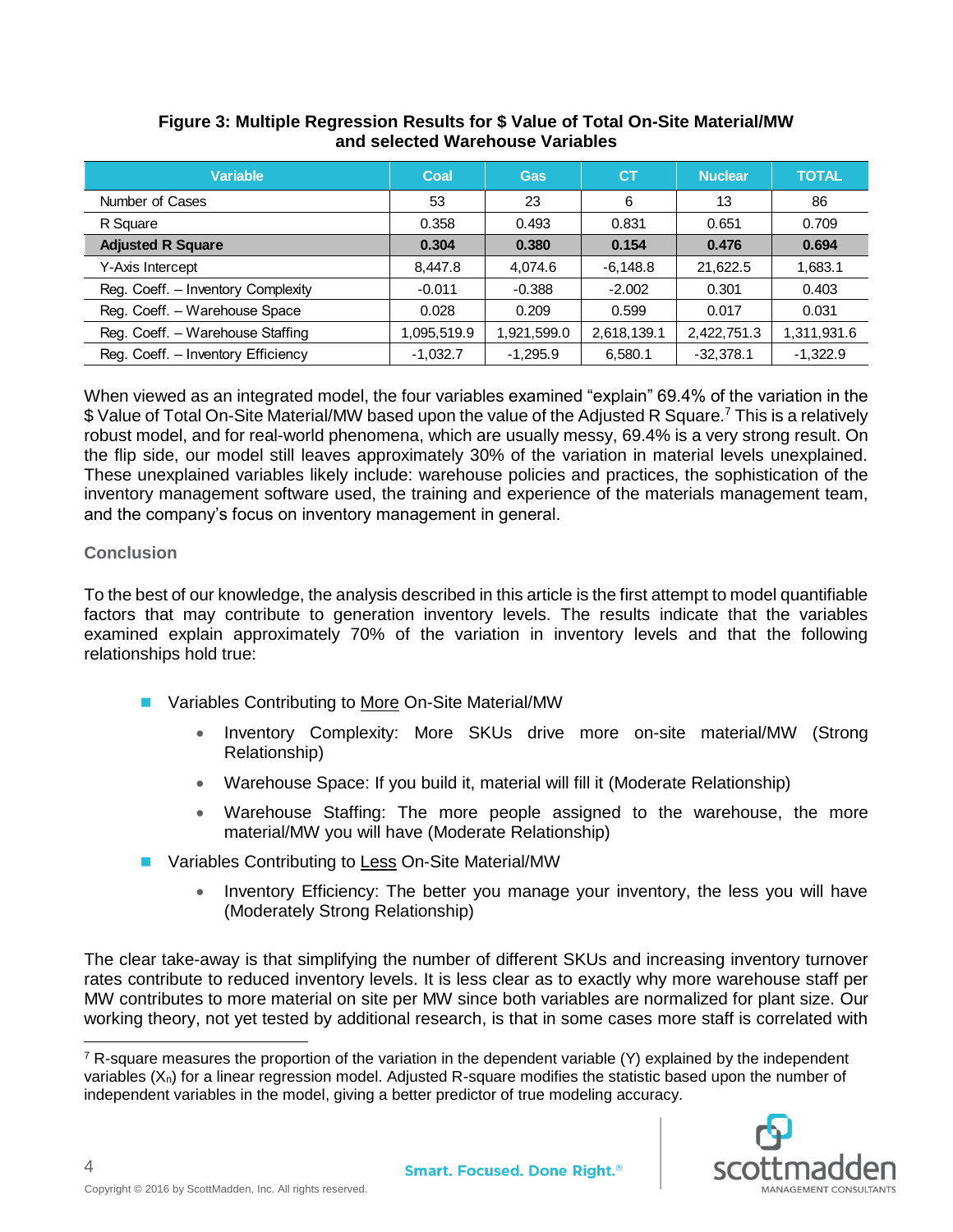**Figure 3: Multiple Regression Results for $ Value of Total On-Site Material/MW and selected Warehouse Variables**

| Variable | Coal | Gas | CT | Nuclear | TOTAL |
|---|---|---|---|---|---|
| Number of Cases | 53 | 23 | 6 | 13 | 86 |
| R Square | 0.358 | 0.493 | 0.831 | 0.651 | 0.709 |
| **Adjusted R Square** | **0.304** | **0.380** | **0.154** | **0.476** | **0.694** |
| Y-Axis Intercept | 8,447.8 | 4,074.6 | -6,148.8 | 21,622.5 | 1,683.1 |
| Reg. Coeff. – Inventory Complexity | -0.011 | -0.388 | -2.002 | 0.301 | 0.403 |
| Reg. Coeff. – Warehouse Space | 0.028 | 0.209 | 0.599 | 0.017 | 0.031 |
| Reg. Coeff. – Warehouse Staffing | 1,095,519.9 | 1,921,599.0 | 2,618,139.1 | 2,422,751.3 | 1,311,931.6 |
| Reg. Coeff. – Inventory Efficiency | -1,032.7 | -1,295.9 | 6,580.1 | -32,378.1 | -1,322.9 |

When viewed as an integrated model, the four variables examined "explain" 69.4% of the variation in the $ Value of Total On-Site Material/MW based upon the value of the Adjusted R Square.[7] This is a relatively robust model, and for real-world phenomena, which are usually messy, 69.4% is a very strong result. On the flip side, our model still leaves approximately 30% of the variation in material levels unexplained. These unexplained variables likely include: warehouse policies and practices, the sophistication of the inventory management software used, the training and experience of the materials management team, and the company's focus on inventory management in general.

### Conclusion

To the best of our knowledge, the analysis described in this article is the first attempt to model quantifiable factors that may contribute to generation inventory levels. The results indicate that the variables examined explain approximately 70% of the variation in inventory levels and that the following relationships hold true:

- Variables Contributing to More On-Site Material/MW
  - Inventory Complexity: More SKUs drive more on-site material/MW (Strong Relationship)
  - Warehouse Space: If you build it, material will fill it (Moderate Relationship)
  - Warehouse Staffing: The more people assigned to the warehouse, the more material/MW you will have (Moderate Relationship)
- Variables Contributing to Less On-Site Material/MW
  - Inventory Efficiency: The better you manage your inventory, the less you will have (Moderately Strong Relationship)

The clear take-away is that simplifying the number of different SKUs and increasing inventory turnover rates contribute to reduced inventory levels. It is less clear as to exactly why more warehouse staff per MW contributes to more material on site per MW since both variables are normalized for plant size. Our working theory, not yet tested by additional research, is that in some cases more staff is correlated with

[7] R-square measures the proportion of the variation in the dependent variable (Y) explained by the independent variables ($X_n$) for a linear regression model. Adjusted R-square modifies the statistic based upon the number of independent variables in the model, giving a better predictor of true modeling accuracy.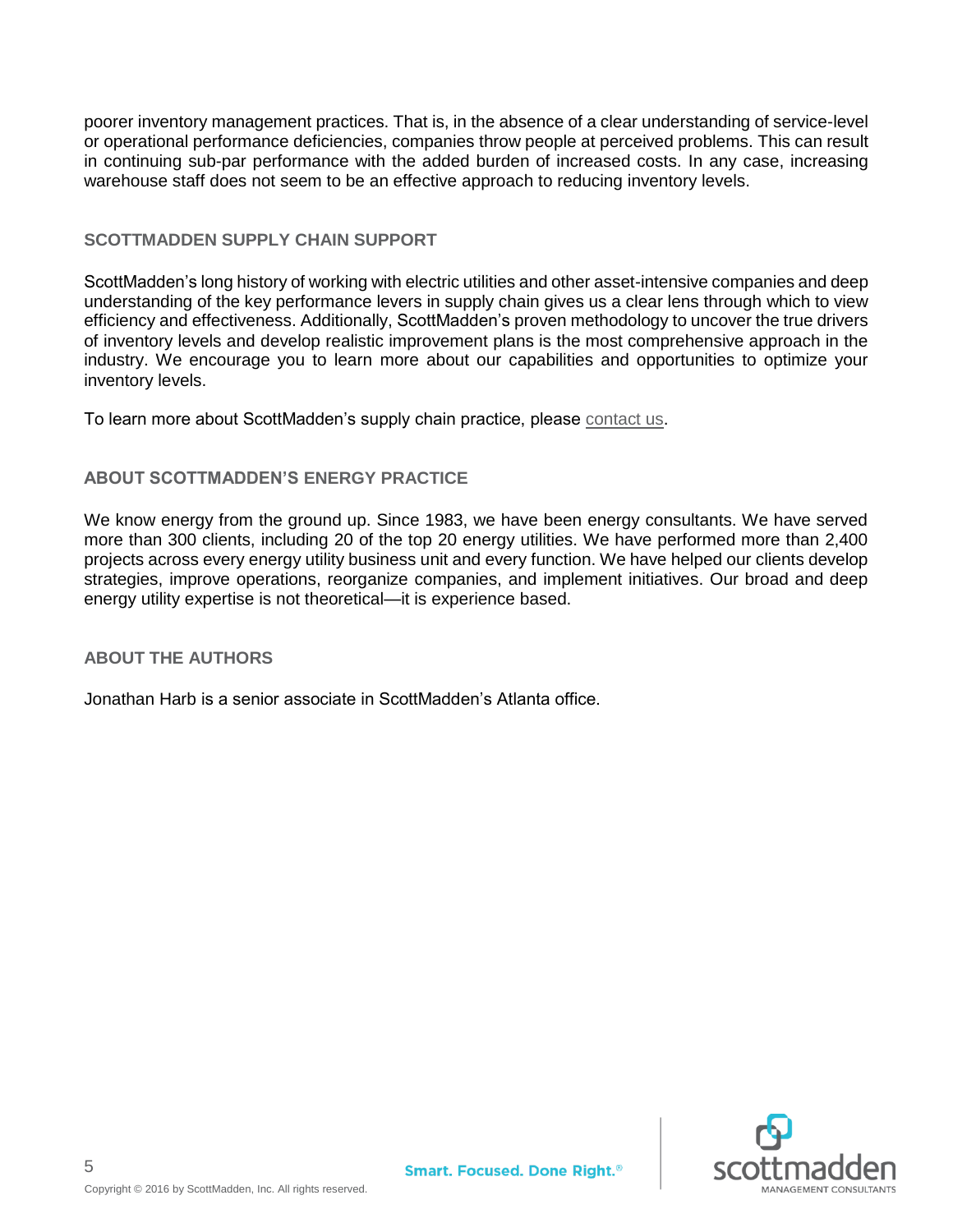poorer inventory management practices. That is, in the absence of a clear understanding of service-level or operational performance deficiencies, companies throw people at perceived problems. This can result in continuing sub-par performance with the added burden of increased costs. In any case, increasing warehouse staff does not seem to be an effective approach to reducing inventory levels.

### SCOTTMADDEN SUPPLY CHAIN SUPPORT

ScottMadden's long history of working with electric utilities and other asset-intensive companies and deep understanding of the key performance levers in supply chain gives us a clear lens through which to view efficiency and effectiveness. Additionally, ScottMadden's proven methodology to uncover the true drivers of inventory levels and develop realistic improvement plans is the most comprehensive approach in the industry. We encourage you to learn more about our capabilities and opportunities to optimize your inventory levels.

To learn more about ScottMadden's supply chain practice, please contact us.

### ABOUT SCOTTMADDEN'S ENERGY PRACTICE

We know energy from the ground up. Since 1983, we have been energy consultants. We have served more than 300 clients, including 20 of the top 20 energy utilities. We have performed more than 2,400 projects across every energy utility business unit and every function. We have helped our clients develop strategies, improve operations, reorganize companies, and implement initiatives. Our broad and deep energy utility expertise is not theoretical—it is experience based.

### ABOUT THE AUTHORS

Jonathan Harb is a senior associate in ScottMadden's Atlanta office.